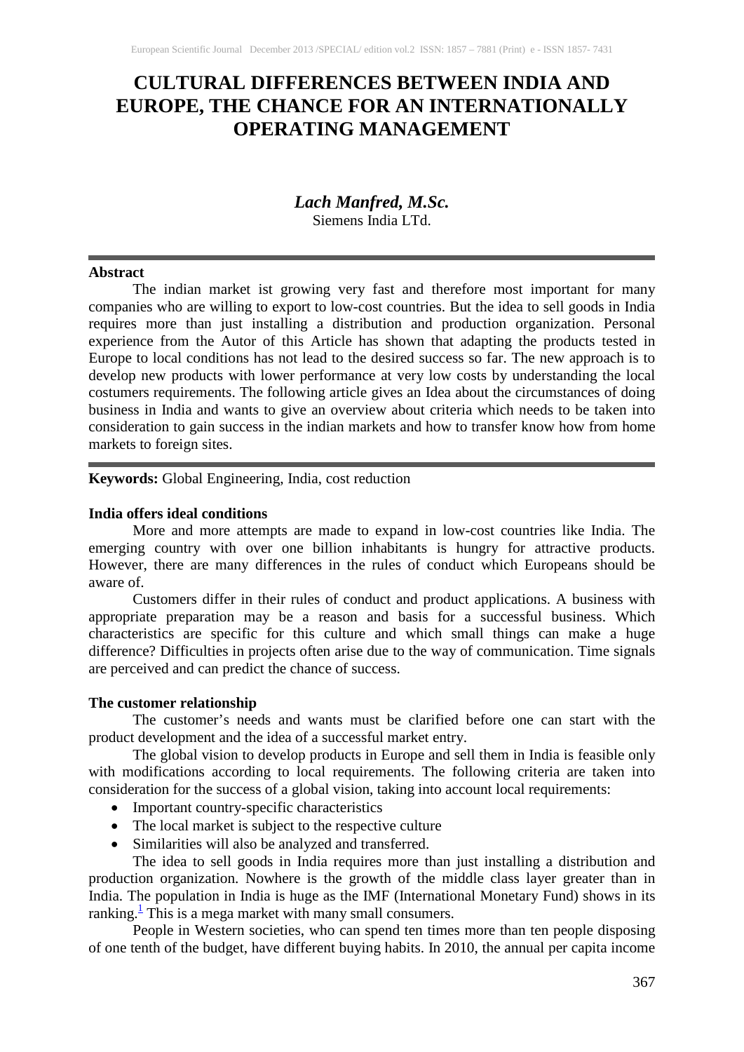# CULTURAL DIFFERENCES BETWEEN INDIA AND EUROPE, THE CHANCE FOR AN INTERNATIONALLY OPERATING MANAGEMENT

***Lach Manfred, M.Sc.***
Siemens India LTd.

**Abstract**

The indian market ist growing very fast and therefore most important for many companies who are willing to export to low-cost countries. But the idea to sell goods in India requires more than just installing a distribution and production organization. Personal experience from the Autor of this Article has shown that adapting the products tested in Europe to local conditions has not lead to the desired success so far. The new approach is to develop new products with lower performance at very low costs by understanding the local costumers requirements. The following article gives an Idea about the circumstances of doing business in India and wants to give an overview about criteria which needs to be taken into consideration to gain success in the indian markets and how to transfer know how from home markets to foreign sites.

**Keywords:** Global Engineering, India, cost reduction

**India offers ideal conditions**

More and more attempts are made to expand in low-cost countries like India. The emerging country with over one billion inhabitants is hungry for attractive products. However, there are many differences in the rules of conduct which Europeans should be aware of.

Customers differ in their rules of conduct and product applications. A business with appropriate preparation may be a reason and basis for a successful business. Which characteristics are specific for this culture and which small things can make a huge difference? Difficulties in projects often arise due to the way of communication. Time signals are perceived and can predict the chance of success.

**The customer relationship**

The customer's needs and wants must be clarified before one can start with the product development and the idea of a successful market entry.

The global vision to develop products in Europe and sell them in India is feasible only with modifications according to local requirements. The following criteria are taken into consideration for the success of a global vision, taking into account local requirements:

- Important country-specific characteristics
- The local market is subject to the respective culture
- Similarities will also be analyzed and transferred.

The idea to sell goods in India requires more than just installing a distribution and production organization. Nowhere is the growth of the middle class layer greater than in India. The population in India is huge as the IMF (International Monetary Fund) shows in its ranking.[1] This is a mega market with many small consumers.

People in Western societies, who can spend ten times more than ten people disposing of one tenth of the budget, have different buying habits. In 2010, the annual per capita income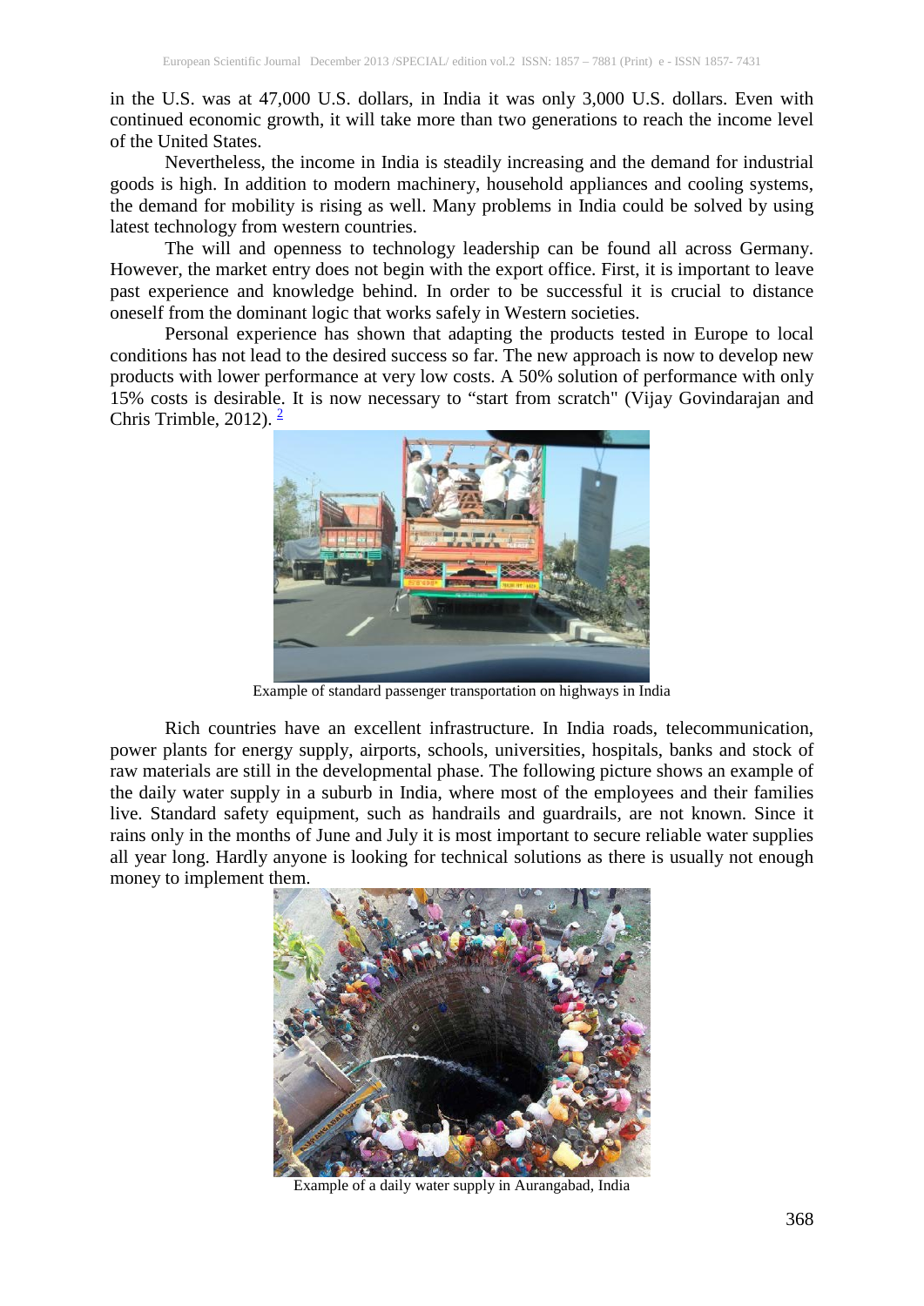in the U.S. was at 47,000 U.S. dollars, in India it was only 3,000 U.S. dollars. Even with continued economic growth, it will take more than two generations to reach the income level of the United States.

Nevertheless, the income in India is steadily increasing and the demand for industrial goods is high. In addition to modern machinery, household appliances and cooling systems, the demand for mobility is rising as well. Many problems in India could be solved by using latest technology from western countries.

The will and openness to technology leadership can be found all across Germany. However, the market entry does not begin with the export office. First, it is important to leave past experience and knowledge behind. In order to be successful it is crucial to distance oneself from the dominant logic that works safely in Western societies.

Personal experience has shown that adapting the products tested in Europe to local conditions has not lead to the desired success so far. The new approach is now to develop new products with lower performance at very low costs. A 50% solution of performance with only 15% costs is desirable. It is now necessary to "start from scratch" (Vijay Govindarajan and Chris Trimble, 2012). [2]

Example of standard passenger transportation on highways in India

Rich countries have an excellent infrastructure. In India roads, telecommunication, power plants for energy supply, airports, schools, universities, hospitals, banks and stock of raw materials are still in the developmental phase. The following picture shows an example of the daily water supply in a suburb in India, where most of the employees and their families live. Standard safety equipment, such as handrails and guardrails, are not known. Since it rains only in the months of June and July it is most important to secure reliable water supplies all year long. Hardly anyone is looking for technical solutions as there is usually not enough money to implement them.

Example of a daily water supply in Aurangabad, India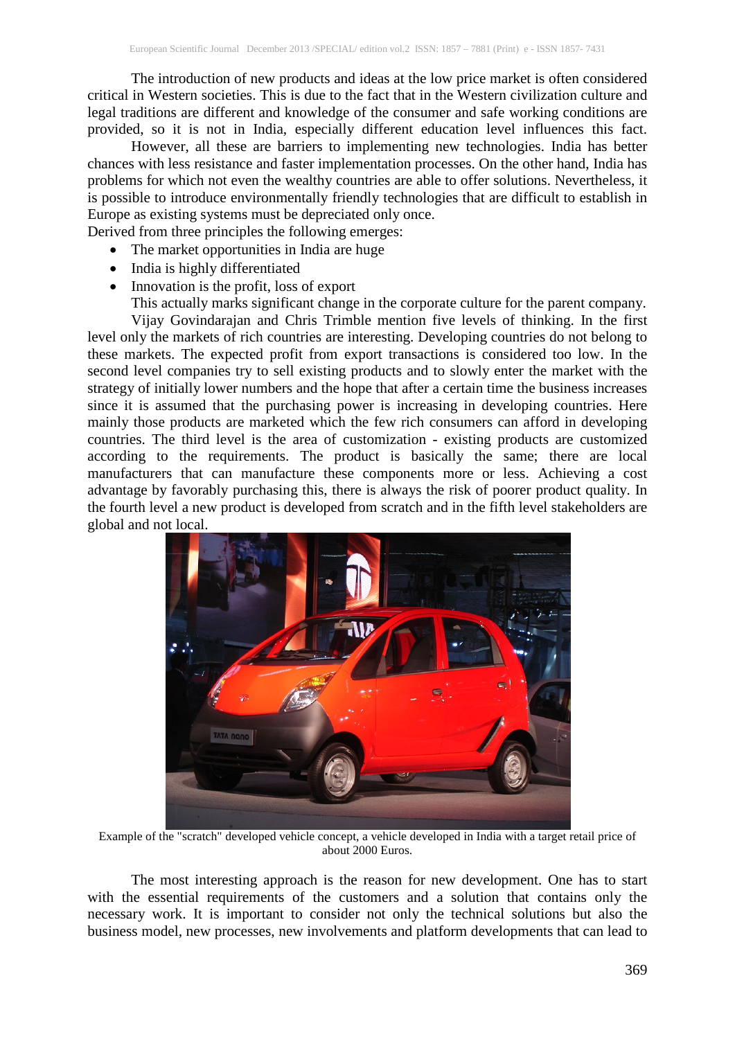The introduction of new products and ideas at the low price market is often considered critical in Western societies. This is due to the fact that in the Western civilization culture and legal traditions are different and knowledge of the consumer and safe working conditions are provided, so it is not in India, especially different education level influences this fact. However, all these are barriers to implementing new technologies. India has better chances with less resistance and faster implementation processes. On the other hand, India has problems for which not even the wealthy countries are able to offer solutions. Nevertheless, it is possible to introduce environmentally friendly technologies that are difficult to establish in Europe as existing systems must be depreciated only once.

Derived from three principles the following emerges:

- The market opportunities in India are huge
- India is highly differentiated
- Innovation is the profit, loss of export

This actually marks significant change in the corporate culture for the parent company.

Vijay Govindarajan and Chris Trimble mention five levels of thinking. In the first level only the markets of rich countries are interesting. Developing countries do not belong to these markets. The expected profit from export transactions is considered too low. In the second level companies try to sell existing products and to slowly enter the market with the strategy of initially lower numbers and the hope that after a certain time the business increases since it is assumed that the purchasing power is increasing in developing countries. Here mainly those products are marketed which the few rich consumers can afford in developing countries. The third level is the area of customization - existing products are customized according to the requirements. The product is basically the same; there are local manufacturers that can manufacture these components more or less. Achieving a cost advantage by favorably purchasing this, there is always the risk of poorer product quality. In the fourth level a new product is developed from scratch and in the fifth level stakeholders are global and not local.

Example of the "scratch" developed vehicle concept, a vehicle developed in India with a target retail price of about 2000 Euros.

The most interesting approach is the reason for new development. One has to start with the essential requirements of the customers and a solution that contains only the necessary work. It is important to consider not only the technical solutions but also the business model, new processes, new involvements and platform developments that can lead to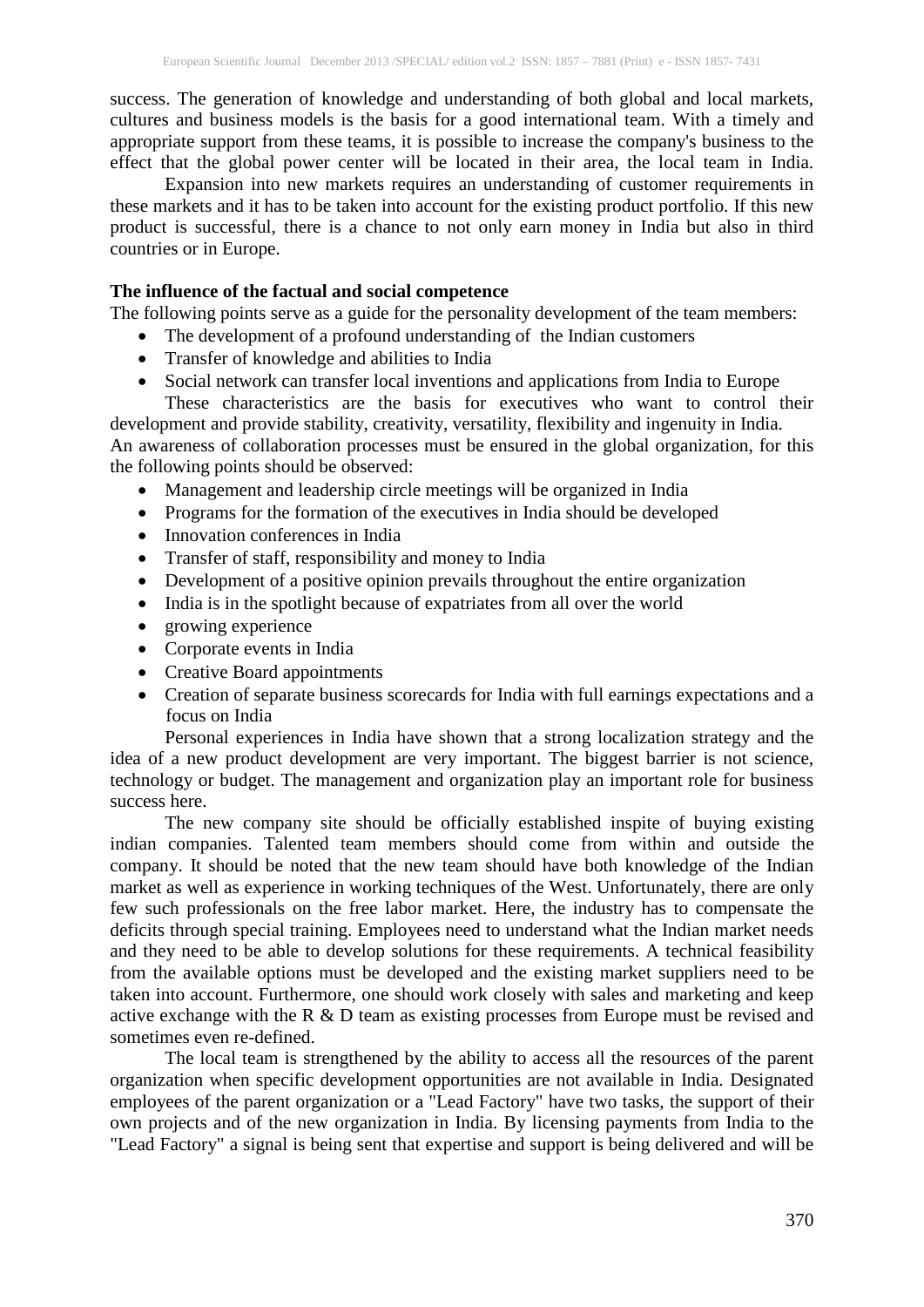success. The generation of knowledge and understanding of both global and local markets, cultures and business models is the basis for a good international team. With a timely and appropriate support from these teams, it is possible to increase the company's business to the effect that the global power center will be located in their area, the local team in India.

Expansion into new markets requires an understanding of customer requirements in these markets and it has to be taken into account for the existing product portfolio. If this new product is successful, there is a chance to not only earn money in India but also in third countries or in Europe.

**The influence of the factual and social competence**

The following points serve as a guide for the personality development of the team members:

- The development of a profound understanding of the Indian customers
- Transfer of knowledge and abilities to India
- Social network can transfer local inventions and applications from India to Europe

These characteristics are the basis for executives who want to control their development and provide stability, creativity, versatility, flexibility and ingenuity in India. An awareness of collaboration processes must be ensured in the global organization, for this the following points should be observed:

- Management and leadership circle meetings will be organized in India
- Programs for the formation of the executives in India should be developed
- Innovation conferences in India
- Transfer of staff, responsibility and money to India
- Development of a positive opinion prevails throughout the entire organization
- India is in the spotlight because of expatriates from all over the world
- growing experience
- Corporate events in India
- Creative Board appointments
- Creation of separate business scorecards for India with full earnings expectations and a focus on India

Personal experiences in India have shown that a strong localization strategy and the idea of a new product development are very important. The biggest barrier is not science, technology or budget. The management and organization play an important role for business success here.

The new company site should be officially established inspite of buying existing indian companies. Talented team members should come from within and outside the company. It should be noted that the new team should have both knowledge of the Indian market as well as experience in working techniques of the West. Unfortunately, there are only few such professionals on the free labor market. Here, the industry has to compensate the deficits through special training. Employees need to understand what the Indian market needs and they need to be able to develop solutions for these requirements. A technical feasibility from the available options must be developed and the existing market suppliers need to be taken into account. Furthermore, one should work closely with sales and marketing and keep active exchange with the R & D team as existing processes from Europe must be revised and sometimes even re-defined.

The local team is strengthened by the ability to access all the resources of the parent organization when specific development opportunities are not available in India. Designated employees of the parent organization or a "Lead Factory" have two tasks, the support of their own projects and of the new organization in India. By licensing payments from India to the "Lead Factory" a signal is being sent that expertise and support is being delivered and will be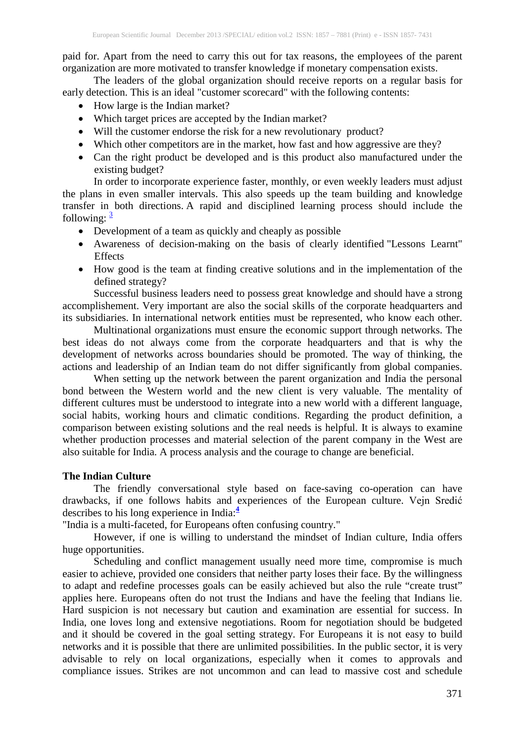paid for. Apart from the need to carry this out for tax reasons, the employees of the parent organization are more motivated to transfer knowledge if monetary compensation exists.

The leaders of the global organization should receive reports on a regular basis for early detection. This is an ideal "customer scorecard" with the following contents:

- How large is the Indian market?
- Which target prices are accepted by the Indian market?
- Will the customer endorse the risk for a new revolutionary product?
- Which other competitors are in the market, how fast and how aggressive are they?
- Can the right product be developed and is this product also manufactured under the existing budget?

In order to incorporate experience faster, monthly, or even weekly leaders must adjust the plans in even smaller intervals. This also speeds up the team building and knowledge transfer in both directions. A rapid and disciplined learning process should include the following: [3]

- Development of a team as quickly and cheaply as possible
- Awareness of decision-making on the basis of clearly identified "Lessons Learnt" Effects
- How good is the team at finding creative solutions and in the implementation of the defined strategy?

Successful business leaders need to possess great knowledge and should have a strong accomplishement. Very important are also the social skills of the corporate headquarters and its subsidiaries. In international network entities must be represented, who know each other.

Multinational organizations must ensure the economic support through networks. The best ideas do not always come from the corporate headquarters and that is why the development of networks across boundaries should be promoted. The way of thinking, the actions and leadership of an Indian team do not differ significantly from global companies.

When setting up the network between the parent organization and India the personal bond between the Western world and the new client is very valuable. The mentality of different cultures must be understood to integrate into a new world with a different language, social habits, working hours and climatic conditions. Regarding the product definition, a comparison between existing solutions and the real needs is helpful. It is always to examine whether production processes and material selection of the parent company in the West are also suitable for India. A process analysis and the courage to change are beneficial.

**The Indian Culture**

The friendly conversational style based on face-saving co-operation can have drawbacks, if one follows habits and experiences of the European culture. Vejn Sredić describes to his long experience in India:[4]

"India is a multi-faceted, for Europeans often confusing country."

However, if one is willing to understand the mindset of Indian culture, India offers huge opportunities.

Scheduling and conflict management usually need more time, compromise is much easier to achieve, provided one considers that neither party loses their face. By the willingness to adapt and redefine processes goals can be easily achieved but also the rule "create trust" applies here. Europeans often do not trust the Indians and have the feeling that Indians lie. Hard suspicion is not necessary but caution and examination are essential for success. In India, one loves long and extensive negotiations. Room for negotiation should be budgeted and it should be covered in the goal setting strategy. For Europeans it is not easy to build networks and it is possible that there are unlimited possibilities. In the public sector, it is very advisable to rely on local organizations, especially when it comes to approvals and compliance issues. Strikes are not uncommon and can lead to massive cost and schedule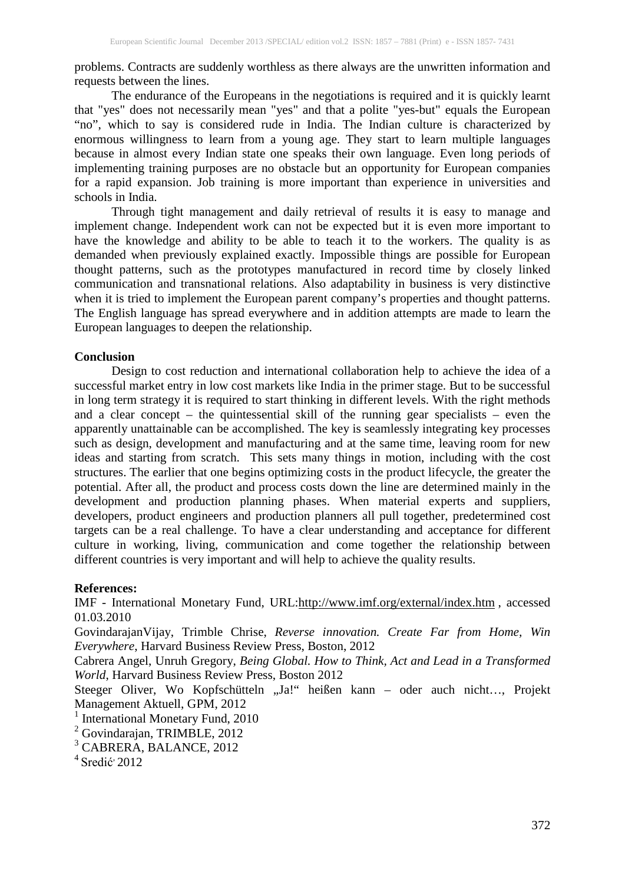problems. Contracts are suddenly worthless as there always are the unwritten information and requests between the lines.

The endurance of the Europeans in the negotiations is required and it is quickly learnt that "yes" does not necessarily mean "yes" and that a polite "yes-but" equals the European “no”, which to say is considered rude in India. The Indian culture is characterized by enormous willingness to learn from a young age. They start to learn multiple languages because in almost every Indian state one speaks their own language. Even long periods of implementing training purposes are no obstacle but an opportunity for European companies for a rapid expansion. Job training is more important than experience in universities and schools in India.

Through tight management and daily retrieval of results it is easy to manage and implement change. Independent work can not be expected but it is even more important to have the knowledge and ability to be able to teach it to the workers. The quality is as demanded when previously explained exactly. Impossible things are possible for European thought patterns, such as the prototypes manufactured in record time by closely linked communication and transnational relations. Also adaptability in business is very distinctive when it is tried to implement the European parent company’s properties and thought patterns. The English language has spread everywhere and in addition attempts are made to learn the European languages to deepen the relationship.

**Conclusion**

Design to cost reduction and international collaboration help to achieve the idea of a successful market entry in low cost markets like India in the primer stage. But to be successful in long term strategy it is required to start thinking in different levels. With the right methods and a clear concept – the quintessential skill of the running gear specialists – even the apparently unattainable can be accomplished. The key is seamlessly integrating key processes such as design, development and manufacturing and at the same time, leaving room for new ideas and starting from scratch. This sets many things in motion, including with the cost structures. The earlier that one begins optimizing costs in the product lifecycle, the greater the potential. After all, the product and process costs down the line are determined mainly in the development and production planning phases. When material experts and suppliers, developers, product engineers and production planners all pull together, predetermined cost targets can be a real challenge. To have a clear understanding and acceptance for different culture in working, living, communication and come together the relationship between different countries is very important and will help to achieve the quality results.

**References:**

IMF - International Monetary Fund, URL:http://www.imf.org/external/index.htm , accessed 01.03.2010

GovindarajanVijay, Trimble Chrise, *Reverse innovation. Create Far from Home, Win Everywhere*, Harvard Business Review Press, Boston, 2012

Cabrera Angel, Unruh Gregory, *Being Global. How to Think, Act and Lead in a Transformed World*, Harvard Business Review Press, Boston 2012

Steeger Oliver, Wo Kopfschütteln „Ja!“ heißen kann – oder auch nicht…, Projekt Management Aktuell, GPM, 2012

[1] International Monetary Fund, 2010

[2] Govindarajan, TRIMBLE, 2012

[3] CABRERA, BALANCE, 2012

[4] Sredić 2012